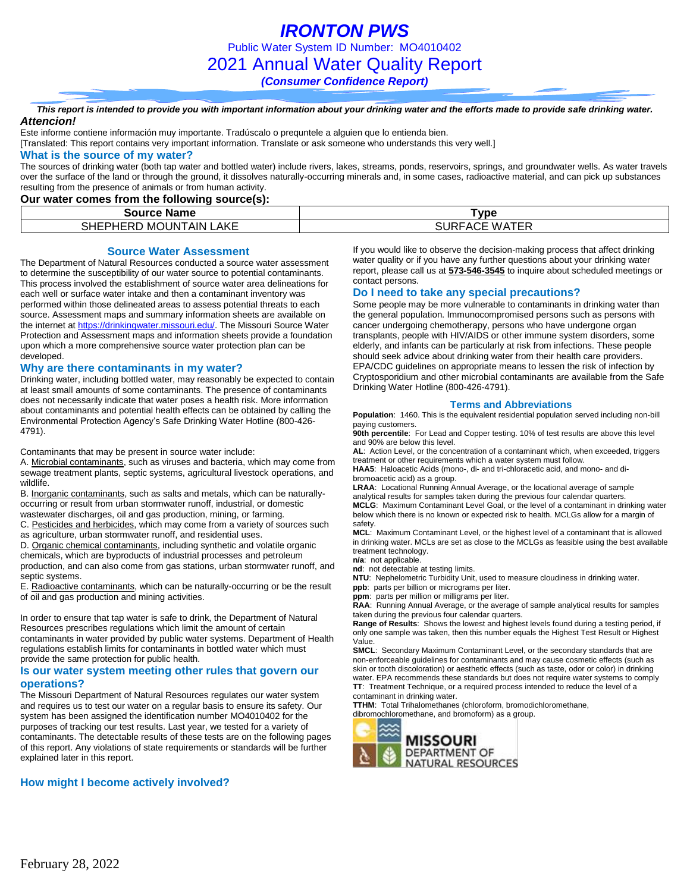# IRONTON PWS

Public Water System ID Number: MO4010402

## 2021 Annual Water Quality Report

***(Consumer Confidence Report)***

***This report is intended to provide you with important information about your drinking water and the efforts made to provide safe drinking water.***

***Attencion!***

Este informe contiene información muy importante. Tradúscalo o prequntele a alguien que lo entienda bien.
[Translated: This report contains very important information. Translate or ask someone who understands this very well.]

### What is the source of my water?

The sources of drinking water (both tap water and bottled water) include rivers, lakes, streams, ponds, reservoirs, springs, and groundwater wells. As water travels over the surface of the land or through the ground, it dissolves naturally-occurring minerals and, in some cases, radioactive material, and can pick up substances resulting from the presence of animals or from human activity.

**Our water comes from the following source(s):**

| Source Name | Type |
|---|---|
| SHEPHERD MOUNTAIN LAKE | SURFACE WATER |

### Source Water Assessment

The Department of Natural Resources conducted a source water assessment to determine the susceptibility of our water source to potential contaminants. This process involved the establishment of source water area delineations for each well or surface water intake and then a contaminant inventory was performed within those delineated areas to assess potential threats to each source. Assessment maps and summary information sheets are available on the internet at https://drinkingwater.missouri.edu/. The Missouri Source Water Protection and Assessment maps and information sheets provide a foundation upon which a more comprehensive source water protection plan can be developed.

### Why are there contaminants in my water?

Drinking water, including bottled water, may reasonably be expected to contain at least small amounts of some contaminants. The presence of contaminants does not necessarily indicate that water poses a health risk. More information about contaminants and potential health effects can be obtained by calling the Environmental Protection Agency's Safe Drinking Water Hotline (800-426-4791).

Contaminants that may be present in source water include:

A. Microbial contaminants, such as viruses and bacteria, which may come from sewage treatment plants, septic systems, agricultural livestock operations, and wildlife.

B. Inorganic contaminants, such as salts and metals, which can be naturally-occurring or result from urban stormwater runoff, industrial, or domestic wastewater discharges, oil and gas production, mining, or farming.

C. Pesticides and herbicides, which may come from a variety of sources such as agriculture, urban stormwater runoff, and residential uses.

D. Organic chemical contaminants, including synthetic and volatile organic chemicals, which are byproducts of industrial processes and petroleum production, and can also come from gas stations, urban stormwater runoff, and septic systems.

E. Radioactive contaminants, which can be naturally-occurring or be the result of oil and gas production and mining activities.

In order to ensure that tap water is safe to drink, the Department of Natural Resources prescribes regulations which limit the amount of certain contaminants in water provided by public water systems. Department of Health regulations establish limits for contaminants in bottled water which must provide the same protection for public health.

### Is our water system meeting other rules that govern our operations?

The Missouri Department of Natural Resources regulates our water system and requires us to test our water on a regular basis to ensure its safety. Our system has been assigned the identification number MO4010402 for the purposes of tracking our test results. Last year, we tested for a variety of contaminants. The detectable results of these tests are on the following pages of this report. Any violations of state requirements or standards will be further explained later in this report.

### How might I become actively involved?

If you would like to observe the decision-making process that affect drinking water quality or if you have any further questions about your drinking water report, please call us at **573-546-3545** to inquire about scheduled meetings or contact persons.

### Do I need to take any special precautions?

Some people may be more vulnerable to contaminants in drinking water than the general population. Immunocompromised persons such as persons with cancer undergoing chemotherapy, persons who have undergone organ transplants, people with HIV/AIDS or other immune system disorders, some elderly, and infants can be particularly at risk from infections. These people should seek advice about drinking water from their health care providers. EPA/CDC guidelines on appropriate means to lessen the risk of infection by Cryptosporidium and other microbial contaminants are available from the Safe Drinking Water Hotline (800-426-4791).

### Terms and Abbreviations

**Population**: 1460. This is the equivalent residential population served including non-bill paying customers.

**90th percentile**: For Lead and Copper testing. 10% of test results are above this level and 90% are below this level.

**AL**: Action Level, or the concentration of a contaminant which, when exceeded, triggers treatment or other requirements which a water system must follow.

**HAA5**: Haloacetic Acids (mono-, di- and tri-chloracetic acid, and mono- and di-bromoacetic acid) as a group.

**LRAA**: Locational Running Annual Average, or the locational average of sample analytical results for samples taken during the previous four calendar quarters.

**MCLG**: Maximum Contaminant Level Goal, or the level of a contaminant in drinking water below which there is no known or expected risk to health. MCLGs allow for a margin of safety.

**MCL**: Maximum Contaminant Level, or the highest level of a contaminant that is allowed in drinking water. MCLs are set as close to the MCLGs as feasible using the best available treatment technology.

**n/a**: not applicable.

**nd**: not detectable at testing limits.

**NTU**: Nephelometric Turbidity Unit, used to measure cloudiness in drinking water.

**ppb**: parts per billion or micrograms per liter.

**ppm**: parts per million or milligrams per liter.

**RAA**: Running Annual Average, or the average of sample analytical results for samples taken during the previous four calendar quarters.

**Range of Results**: Shows the lowest and highest levels found during a testing period, if only one sample was taken, then this number equals the Highest Test Result or Highest Value.

**SMCL**: Secondary Maximum Contaminant Level, or the secondary standards that are non-enforceable guidelines for contaminants and may cause cosmetic effects (such as skin or tooth discoloration) or aesthetic effects (such as taste, odor or color) in drinking water. EPA recommends these standards but does not require water systems to comply

**TT**: Treatment Technique, or a required process intended to reduce the level of a contaminant in drinking water.

**TTHM**: Total Trihalomethanes (chloroform, bromodichloromethane, dibromochloromethane, and bromoform) as a group.

MISSOURI DEPARTMENT OF NATURAL RESOURCES

February 28, 2022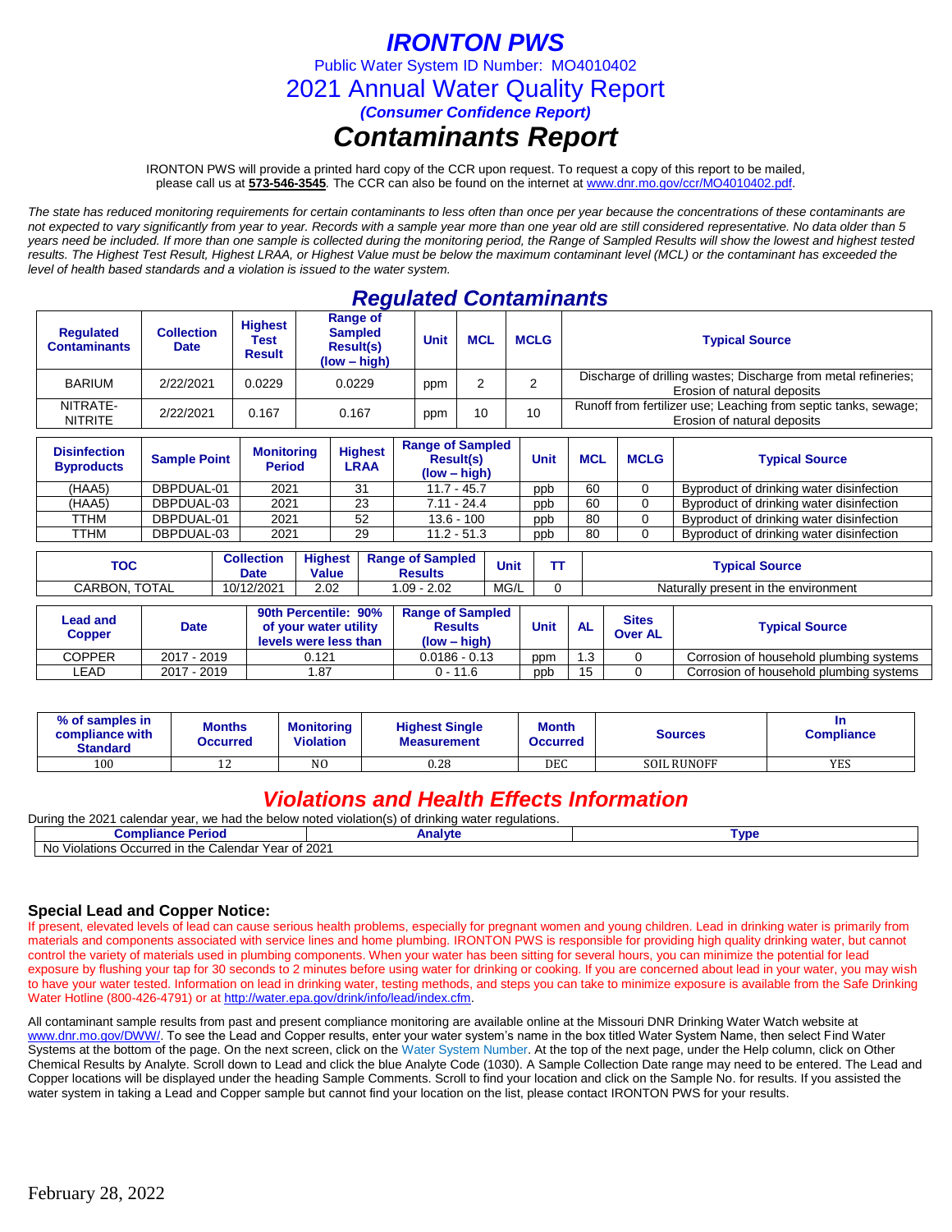# IRONTON PWS

Public Water System ID Number: MO4010402

## 2021 Annual Water Quality Report

***(Consumer Confidence Report)***

# *Contaminants Report*

IRONTON PWS will provide a printed hard copy of the CCR upon request. To request a copy of this report to be mailed, please call us at **573-546-3545**. The CCR can also be found on the internet at www.dnr.mo.gov/ccr/MO4010402.pdf.

*The state has reduced monitoring requirements for certain contaminants to less often than once per year because the concentrations of these contaminants are not expected to vary significantly from year to year. Records with a sample year more than one year old are still considered representative. No data older than 5 years need be included. If more than one sample is collected during the monitoring period, the Range of Sampled Results will show the lowest and highest tested results. The Highest Test Result, Highest LRAA, or Highest Value must be below the maximum contaminant level (MCL) or the contaminant has exceeded the level of health based standards and a violation is issued to the water system.*

## *Regulated Contaminants*

| Regulated Contaminants | Collection Date | Highest Test Result | Range of Sampled Result(s) (low – high) | Unit | MCL | MCLG | Typical Source |
|---|---|---|---|---|---|---|---|
| BARIUM | 2/22/2021 | 0.0229 | 0.0229 | ppm | 2 | 2 | Discharge of drilling wastes; Discharge from metal refineries; Erosion of natural deposits |
| NITRATE-NITRITE | 2/22/2021 | 0.167 | 0.167 | ppm | 10 | 10 | Runoff from fertilizer use; Leaching from septic tanks, sewage; Erosion of natural deposits |

| Disinfection Byproducts | Sample Point | Monitoring Period | Highest LRAA | Range of Sampled Result(s) (low – high) | Unit | MCL | MCLG | Typical Source |
|---|---|---|---|---|---|---|---|---|
| (HAA5) | DBPDUAL-01 | 2021 | 31 | 11.7 - 45.7 | ppb | 60 | 0 | Byproduct of drinking water disinfection |
| (HAA5) | DBPDUAL-03 | 2021 | 23 | 7.11 - 24.4 | ppb | 60 | 0 | Byproduct of drinking water disinfection |
| TTHM | DBPDUAL-01 | 2021 | 52 | 13.6 - 100 | ppb | 80 | 0 | Byproduct of drinking water disinfection |
| TTHM | DBPDUAL-03 | 2021 | 29 | 11.2 - 51.3 | ppb | 80 | 0 | Byproduct of drinking water disinfection |

| TOC | Collection Date | Highest Value | Range of Sampled Results | Unit | TT | Typical Source |
|---|---|---|---|---|---|---|
| CARBON, TOTAL | 10/12/2021 | 2.02 | 1.09 - 2.02 | MG/L | 0 | Naturally present in the environment |

| Lead and Copper | Date | 90th Percentile: 90% of your water utility levels were less than | Range of Sampled Results (low – high) | Unit | AL | Sites Over AL | Typical Source |
|---|---|---|---|---|---|---|---|
| COPPER | 2017 - 2019 | 0.121 | 0.0186 - 0.13 | ppm | 1.3 | 0 | Corrosion of household plumbing systems |
| LEAD | 2017 - 2019 | 1.87 | 0 - 11.6 | ppb | 15 | 0 | Corrosion of household plumbing systems |

| % of samples in compliance with Standard | Months Occurred | Monitoring Violation | Highest Single Measurement | Month Occurred | Sources | In Compliance |
|---|---|---|---|---|---|---|
| 100 | 12 | NO | 0.28 | DEC | SOIL RUNOFF | YES |

## *Violations and Health Effects Information*

During the 2021 calendar year, we had the below noted violation(s) of drinking water regulations.

| Compliance Period | Analyte | Type |
|---|---|---|
| No Violations Occurred in the Calendar Year of 2021 | | |

### Special Lead and Copper Notice:

If present, elevated levels of lead can cause serious health problems, especially for pregnant women and young children. Lead in drinking water is primarily from materials and components associated with service lines and home plumbing. IRONTON PWS is responsible for providing high quality drinking water, but cannot control the variety of materials used in plumbing components. When your water has been sitting for several hours, you can minimize the potential for lead exposure by flushing your tap for 30 seconds to 2 minutes before using water for drinking or cooking. If you are concerned about lead in your water, you may wish to have your water tested. Information on lead in drinking water, testing methods, and steps you can take to minimize exposure is available from the Safe Drinking Water Hotline (800-426-4791) or at http://water.epa.gov/drink/info/lead/index.cfm.

All contaminant sample results from past and present compliance monitoring are available online at the Missouri DNR Drinking Water Watch website at www.dnr.mo.gov/DWW/. To see the Lead and Copper results, enter your water system's name in the box titled Water System Name, then select Find Water Systems at the bottom of the page. On the next screen, click on the Water System Number. At the top of the next page, under the Help column, click on Other Chemical Results by Analyte. Scroll down to Lead and click the blue Analyte Code (1030). A Sample Collection Date range may need to be entered. The Lead and Copper locations will be displayed under the heading Sample Comments. Scroll to find your location and click on the Sample No. for results. If you assisted the water system in taking a Lead and Copper sample but cannot find your location on the list, please contact IRONTON PWS for your results.

February 28, 2022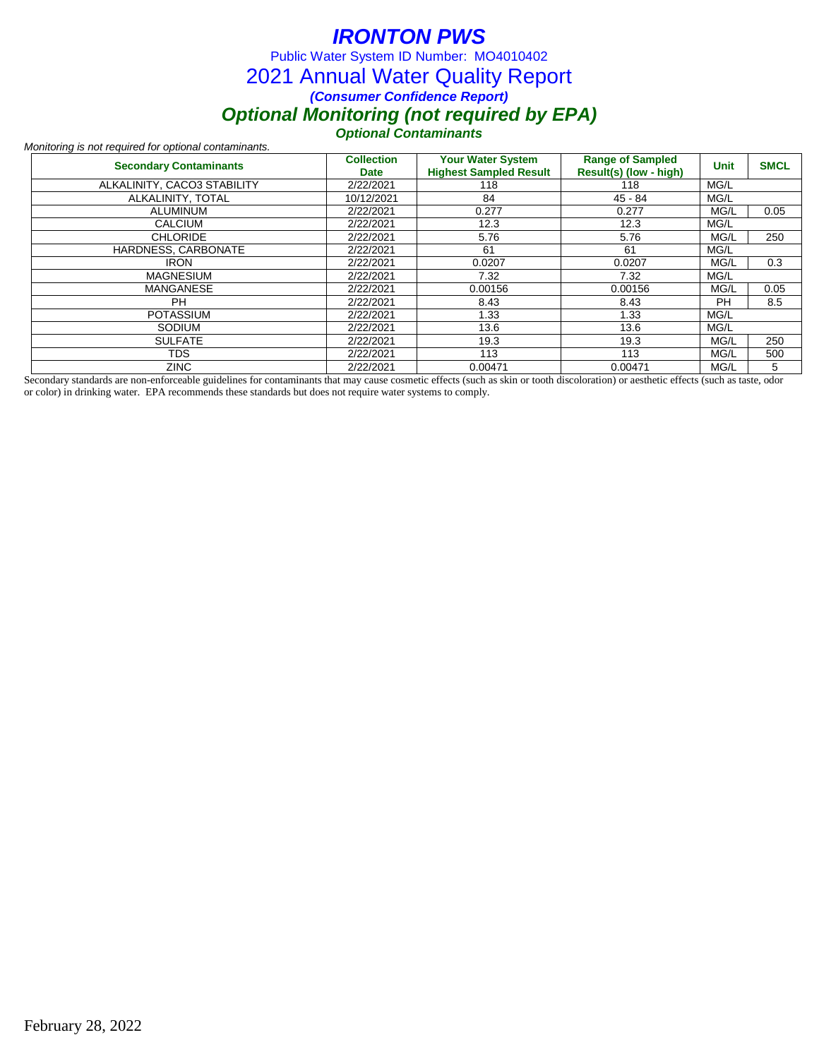# IRONTON PWS

Public Water System ID Number: MO4010402

## 2021 Annual Water Quality Report

***(Consumer Confidence Report)***

## *Optional Monitoring (not required by EPA)*

### *Optional Contaminants*

*Monitoring is not required for optional contaminants.*

| Secondary Contaminants | Collection Date | Your Water System Highest Sampled Result | Range of Sampled Result(s) (low - high) | Unit | SMCL |
|---|---|---|---|---|---|
| ALKALINITY, CACO3 STABILITY | 2/22/2021 | 118 | 118 | MG/L | |
| ALKALINITY, TOTAL | 10/12/2021 | 84 | 45 - 84 | MG/L | |
| ALUMINUM | 2/22/2021 | 0.277 | 0.277 | MG/L | 0.05 |
| CALCIUM | 2/22/2021 | 12.3 | 12.3 | MG/L | |
| CHLORIDE | 2/22/2021 | 5.76 | 5.76 | MG/L | 250 |
| HARDNESS, CARBONATE | 2/22/2021 | 61 | 61 | MG/L | |
| IRON | 2/22/2021 | 0.0207 | 0.0207 | MG/L | 0.3 |
| MAGNESIUM | 2/22/2021 | 7.32 | 7.32 | MG/L | |
| MANGANESE | 2/22/2021 | 0.00156 | 0.00156 | MG/L | 0.05 |
| PH | 2/22/2021 | 8.43 | 8.43 | PH | 8.5 |
| POTASSIUM | 2/22/2021 | 1.33 | 1.33 | MG/L | |
| SODIUM | 2/22/2021 | 13.6 | 13.6 | MG/L | |
| SULFATE | 2/22/2021 | 19.3 | 19.3 | MG/L | 250 |
| TDS | 2/22/2021 | 113 | 113 | MG/L | 500 |
| ZINC | 2/22/2021 | 0.00471 | 0.00471 | MG/L | 5 |

Secondary standards are non-enforceable guidelines for contaminants that may cause cosmetic effects (such as skin or tooth discoloration) or aesthetic effects (such as taste, odor or color) in drinking water. EPA recommends these standards but does not require water systems to comply.

February 28, 2022